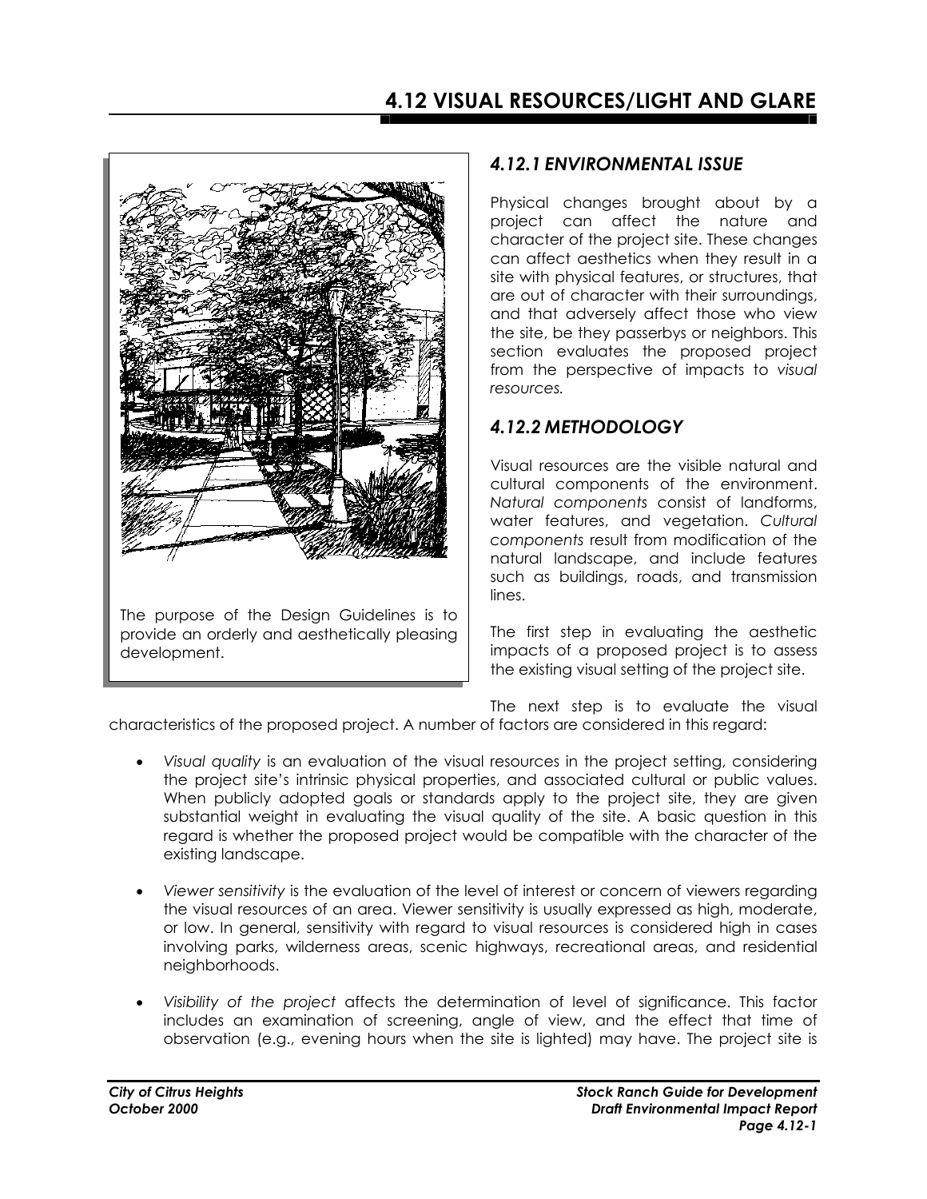# 4.12 VISUAL RESOURCES/LIGHT AND GLARE

The purpose of the Design Guidelines is to provide an orderly and aesthetically pleasing development.

## *4.12.1 ENVIRONMENTAL ISSUE*

Physical changes brought about by a project can affect the nature and character of the project site. These changes can affect aesthetics when they result in a site with physical features, or structures, that are out of character with their surroundings, and that adversely affect those who view the site, be they passerbys or neighbors. This section evaluates the proposed project from the perspective of impacts to *visual resources.*

## *4.12.2 METHODOLOGY*

Visual resources are the visible natural and cultural components of the environment. *Natural components* consist of landforms, water features, and vegetation. *Cultural components* result from modification of the natural landscape, and include features such as buildings, roads, and transmission lines.

The first step in evaluating the aesthetic impacts of a proposed project is to assess the existing visual setting of the project site.

The next step is to evaluate the visual characteristics of the proposed project. A number of factors are considered in this regard:

- *Visual quality* is an evaluation of the visual resources in the project setting, considering the project site's intrinsic physical properties, and associated cultural or public values. When publicly adopted goals or standards apply to the project site, they are given substantial weight in evaluating the visual quality of the site. A basic question in this regard is whether the proposed project would be compatible with the character of the existing landscape.

- *Viewer sensitivity* is the evaluation of the level of interest or concern of viewers regarding the visual resources of an area. Viewer sensitivity is usually expressed as high, moderate, or low. In general, sensitivity with regard to visual resources is considered high in cases involving parks, wilderness areas, scenic highways, recreational areas, and residential neighborhoods.

- *Visibility of the project* affects the determination of level of significance. This factor includes an examination of screening, angle of view, and the effect that time of observation (e.g., evening hours when the site is lighted) may have. The project site is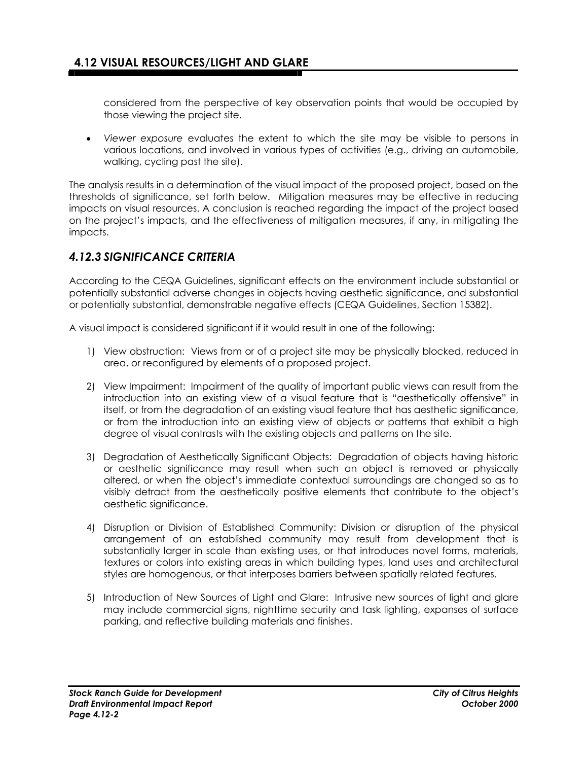considered from the perspective of key observation points that would be occupied by those viewing the project site.

- *Viewer exposure* evaluates the extent to which the site may be visible to persons in various locations, and involved in various types of activities (e.g., driving an automobile, walking, cycling past the site).

The analysis results in a determination of the visual impact of the proposed project, based on the thresholds of significance, set forth below. Mitigation measures may be effective in reducing impacts on visual resources. A conclusion is reached regarding the impact of the project based on the project's impacts, and the effectiveness of mitigation measures, if any, in mitigating the impacts.

### *4.12.3 SIGNIFICANCE CRITERIA*

According to the CEQA Guidelines, significant effects on the environment include substantial or potentially substantial adverse changes in objects having aesthetic significance, and substantial or potentially substantial, demonstrable negative effects (CEQA Guidelines, Section 15382).

A visual impact is considered significant if it would result in one of the following:

1) View obstruction: Views from or of a project site may be physically blocked, reduced in area, or reconfigured by elements of a proposed project.

2) View Impairment: Impairment of the quality of important public views can result from the introduction into an existing view of a visual feature that is "aesthetically offensive" in itself, or from the degradation of an existing visual feature that has aesthetic significance, or from the introduction into an existing view of objects or patterns that exhibit a high degree of visual contrasts with the existing objects and patterns on the site.

3) Degradation of Aesthetically Significant Objects: Degradation of objects having historic or aesthetic significance may result when such an object is removed or physically altered, or when the object's immediate contextual surroundings are changed so as to visibly detract from the aesthetically positive elements that contribute to the object's aesthetic significance.

4) Disruption or Division of Established Community: Division or disruption of the physical arrangement of an established community may result from development that is substantially larger in scale than existing uses, or that introduces novel forms, materials, textures or colors into existing areas in which building types, land uses and architectural styles are homogenous, or that interposes barriers between spatially related features.

5) Introduction of New Sources of Light and Glare: Intrusive new sources of light and glare may include commercial signs, nighttime security and task lighting, expanses of surface parking, and reflective building materials and finishes.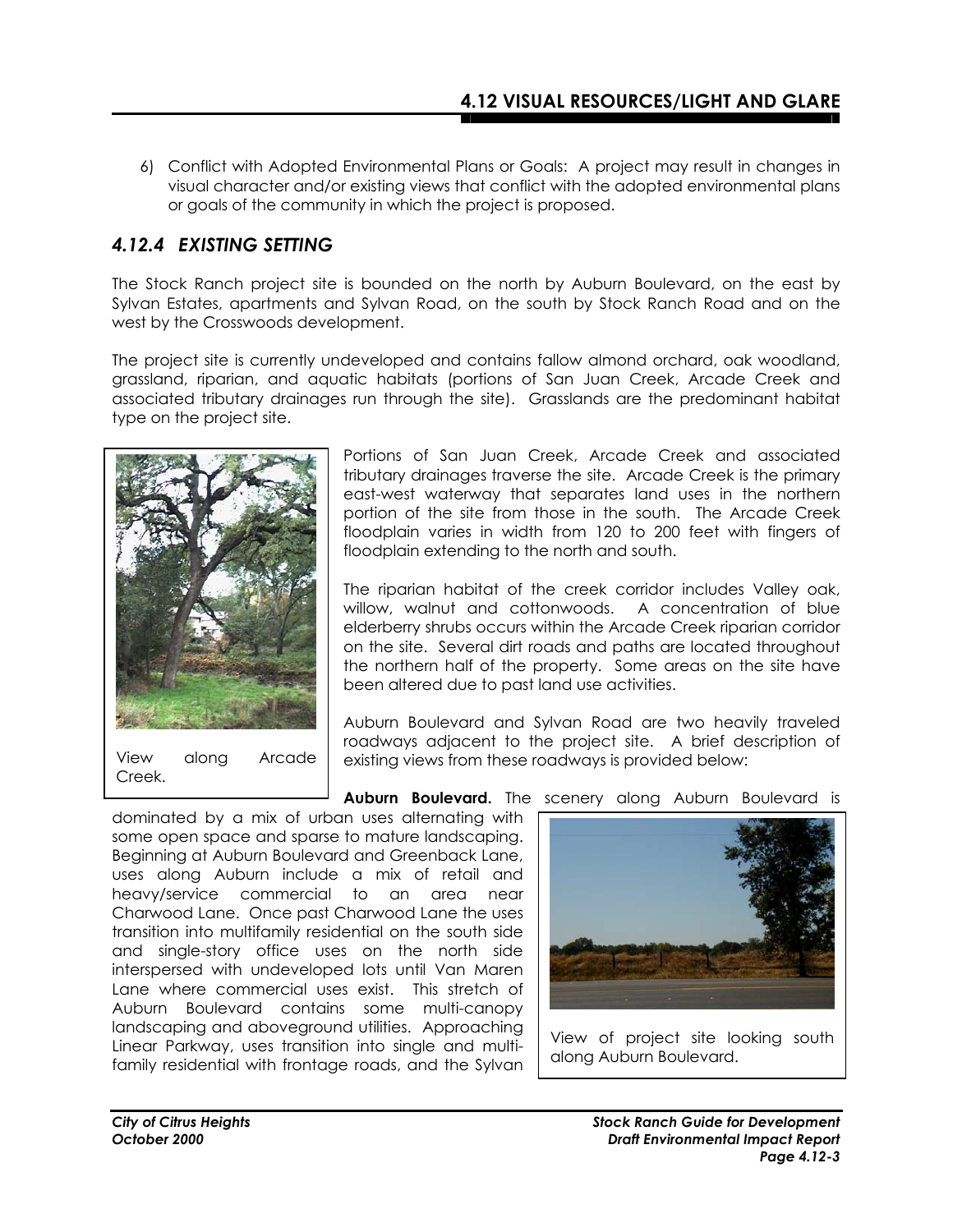6) Conflict with Adopted Environmental Plans or Goals: A project may result in changes in visual character and/or existing views that conflict with the adopted environmental plans or goals of the community in which the project is proposed.

## 4.12.4 EXISTING SETTING

The Stock Ranch project site is bounded on the north by Auburn Boulevard, on the east by Sylvan Estates, apartments and Sylvan Road, on the south by Stock Ranch Road and on the west by the Crosswoods development.

The project site is currently undeveloped and contains fallow almond orchard, oak woodland, grassland, riparian, and aquatic habitats (portions of San Juan Creek, Arcade Creek and associated tributary drainages run through the site). Grasslands are the predominant habitat type on the project site.

View along Arcade Creek.

Portions of San Juan Creek, Arcade Creek and associated tributary drainages traverse the site. Arcade Creek is the primary east-west waterway that separates land uses in the northern portion of the site from those in the south. The Arcade Creek floodplain varies in width from 120 to 200 feet with fingers of floodplain extending to the north and south.

The riparian habitat of the creek corridor includes Valley oak, willow, walnut and cottonwoods. A concentration of blue elderberry shrubs occurs within the Arcade Creek riparian corridor on the site. Several dirt roads and paths are located throughout the northern half of the property. Some areas on the site have been altered due to past land use activities.

Auburn Boulevard and Sylvan Road are two heavily traveled roadways adjacent to the project site. A brief description of existing views from these roadways is provided below:

**Auburn Boulevard.** The scenery along Auburn Boulevard is dominated by a mix of urban uses alternating with some open space and sparse to mature landscaping. Beginning at Auburn Boulevard and Greenback Lane, uses along Auburn include a mix of retail and heavy/service commercial to an area near Charwood Lane. Once past Charwood Lane the uses transition into multifamily residential on the south side and single-story office uses on the north side interspersed with undeveloped lots until Van Maren Lane where commercial uses exist. This stretch of Auburn Boulevard contains some multi-canopy landscaping and aboveground utilities. Approaching Linear Parkway, uses transition into single and multi-family residential with frontage roads, and the Sylvan

View of project site looking south along Auburn Boulevard.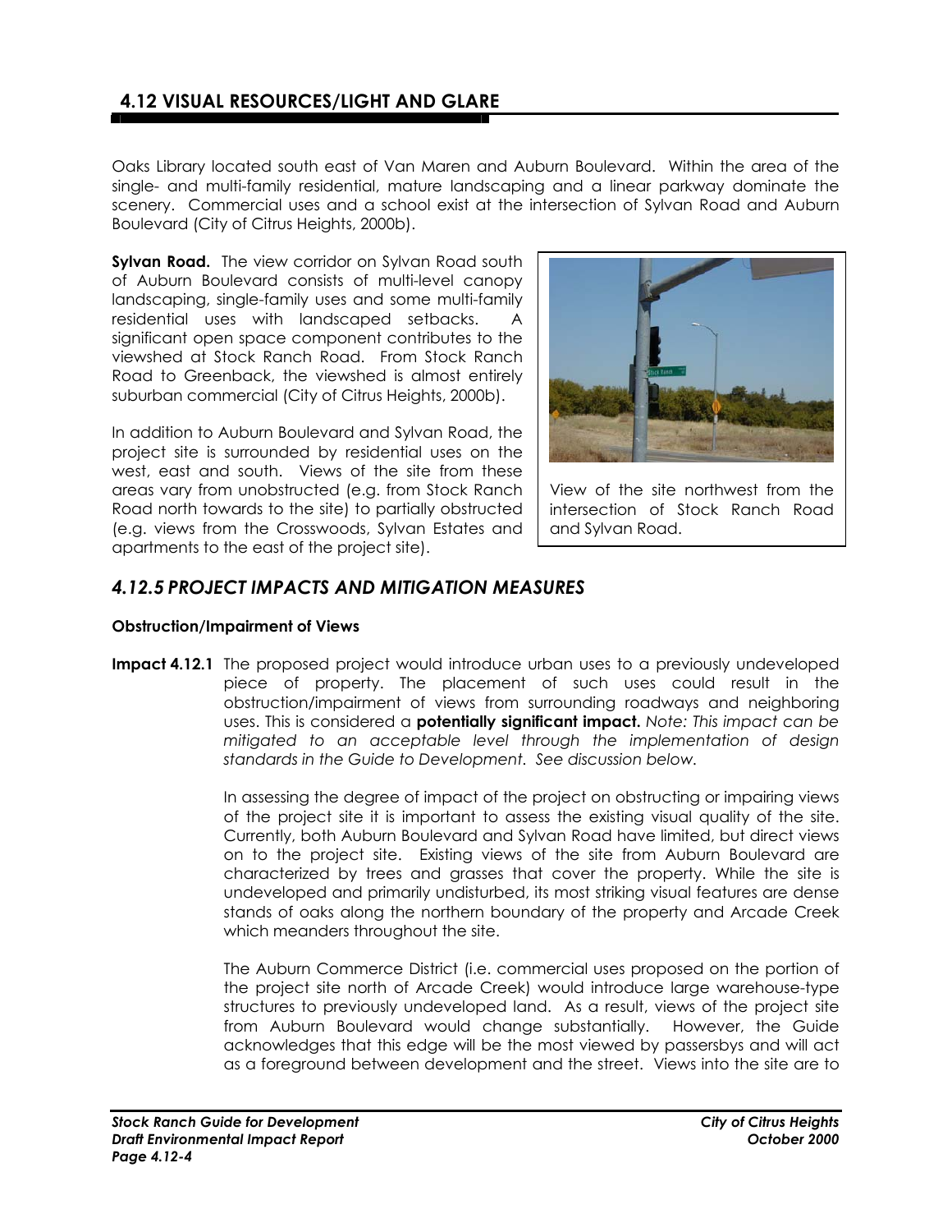## 4.12 VISUAL RESOURCES/LIGHT AND GLARE

Oaks Library located south east of Van Maren and Auburn Boulevard. Within the area of the single- and multi-family residential, mature landscaping and a linear parkway dominate the scenery. Commercial uses and a school exist at the intersection of Sylvan Road and Auburn Boulevard (City of Citrus Heights, 2000b).

**Sylvan Road.** The view corridor on Sylvan Road south of Auburn Boulevard consists of multi-level canopy landscaping, single-family uses and some multi-family residential uses with landscaped setbacks. A significant open space component contributes to the viewshed at Stock Ranch Road. From Stock Ranch Road to Greenback, the viewshed is almost entirely suburban commercial (City of Citrus Heights, 2000b).

In addition to Auburn Boulevard and Sylvan Road, the project site is surrounded by residential uses on the west, east and south. Views of the site from these areas vary from unobstructed (e.g. from Stock Ranch Road north towards to the site) to partially obstructed (e.g. views from the Crosswoods, Sylvan Estates and apartments to the east of the project site).

View of the site northwest from the intersection of Stock Ranch Road and Sylvan Road.

### *4.12.5 PROJECT IMPACTS AND MITIGATION MEASURES*

#### Obstruction/Impairment of Views

**Impact 4.12.1** The proposed project would introduce urban uses to a previously undeveloped piece of property. The placement of such uses could result in the obstruction/impairment of views from surrounding roadways and neighboring uses. This is considered a **potentially significant impact.** *Note: This impact can be mitigated to an acceptable level through the implementation of design standards in the Guide to Development. See discussion below.*

In assessing the degree of impact of the project on obstructing or impairing views of the project site it is important to assess the existing visual quality of the site. Currently, both Auburn Boulevard and Sylvan Road have limited, but direct views on to the project site. Existing views of the site from Auburn Boulevard are characterized by trees and grasses that cover the property. While the site is undeveloped and primarily undisturbed, its most striking visual features are dense stands of oaks along the northern boundary of the property and Arcade Creek which meanders throughout the site.

The Auburn Commerce District (i.e. commercial uses proposed on the portion of the project site north of Arcade Creek) would introduce large warehouse-type structures to previously undeveloped land. As a result, views of the project site from Auburn Boulevard would change substantially. However, the Guide acknowledges that this edge will be the most viewed by passersbys and will act as a foreground between development and the street. Views into the site are to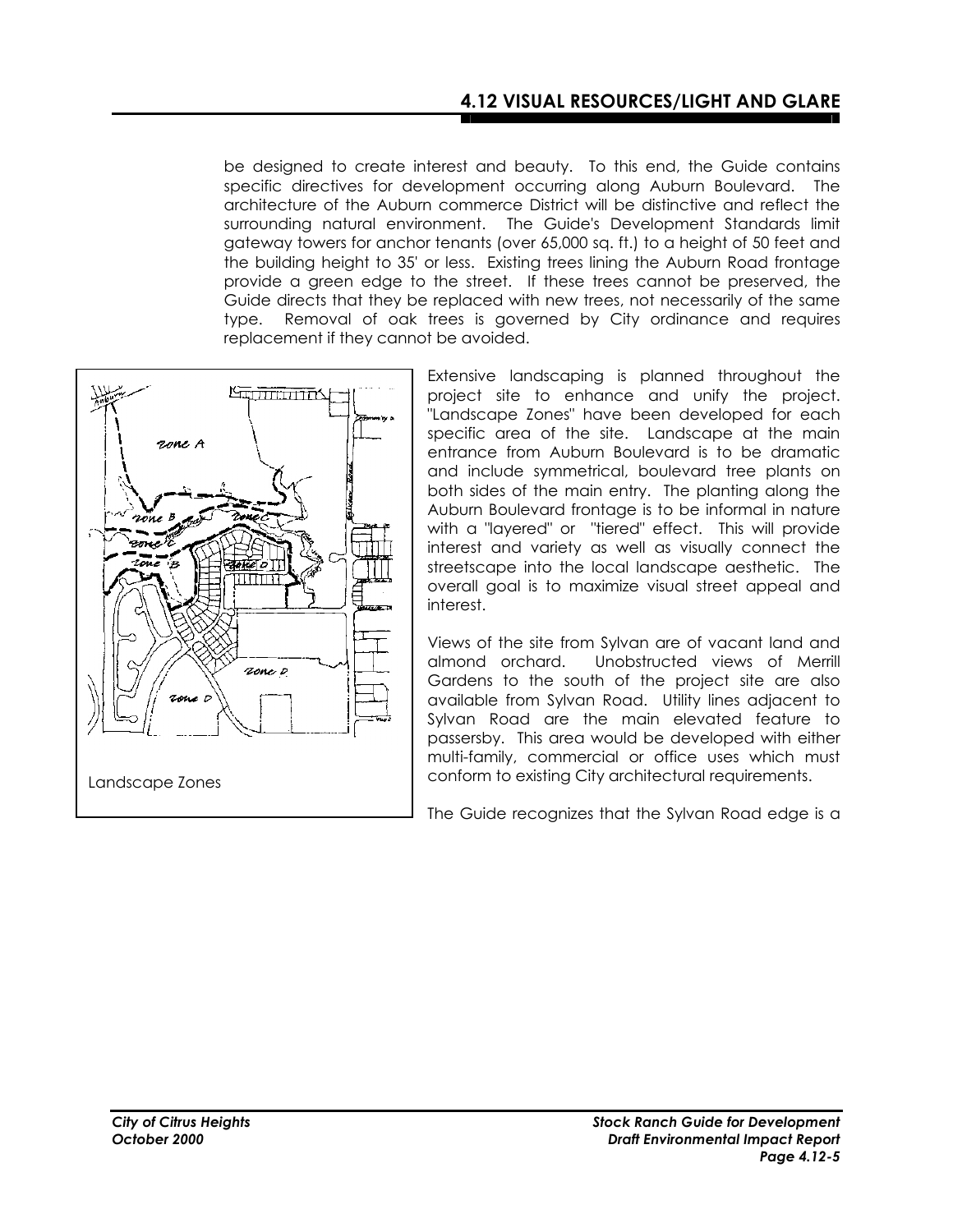be designed to create interest and beauty. To this end, the Guide contains specific directives for development occurring along Auburn Boulevard. The architecture of the Auburn commerce District will be distinctive and reflect the surrounding natural environment. The Guide's Development Standards limit gateway towers for anchor tenants (over 65,000 sq. ft.) to a height of 50 feet and the building height to 35' or less. Existing trees lining the Auburn Road frontage provide a green edge to the street. If these trees cannot be preserved, the Guide directs that they be replaced with new trees, not necessarily of the same type. Removal of oak trees is governed by City ordinance and requires replacement if they cannot be avoided.

Landscape Zones

Extensive landscaping is planned throughout the project site to enhance and unify the project. "Landscape Zones" have been developed for each specific area of the site. Landscape at the main entrance from Auburn Boulevard is to be dramatic and include symmetrical, boulevard tree plants on both sides of the main entry. The planting along the Auburn Boulevard frontage is to be informal in nature with a "layered" or "tiered" effect. This will provide interest and variety as well as visually connect the streetscape into the local landscape aesthetic. The overall goal is to maximize visual street appeal and interest.

Views of the site from Sylvan are of vacant land and almond orchard. Unobstructed views of Merrill Gardens to the south of the project site are also available from Sylvan Road. Utility lines adjacent to Sylvan Road are the main elevated feature to passersby. This area would be developed with either multi-family, commercial or office uses which must conform to existing City architectural requirements.

The Guide recognizes that the Sylvan Road edge is a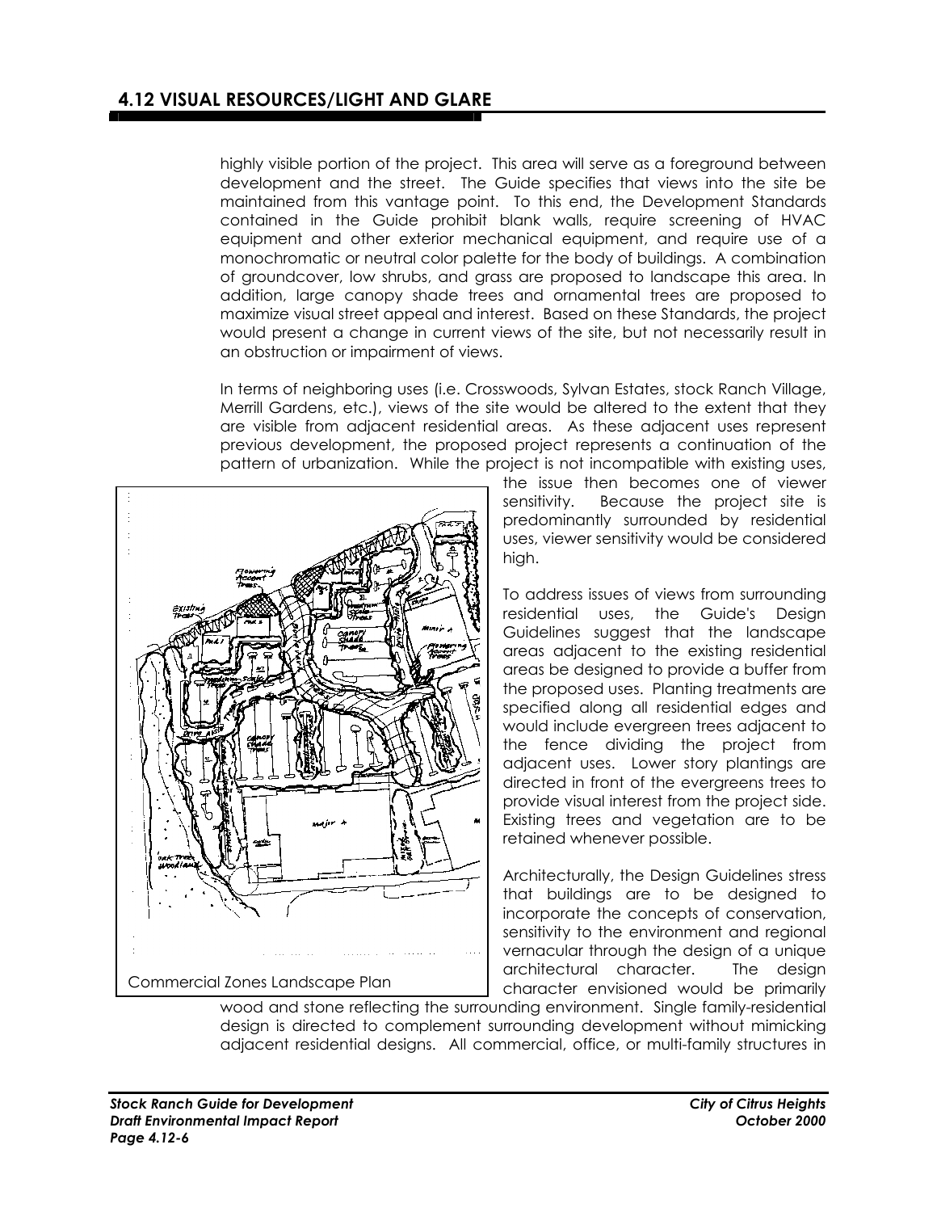highly visible portion of the project. This area will serve as a foreground between development and the street. The Guide specifies that views into the site be maintained from this vantage point. To this end, the Development Standards contained in the Guide prohibit blank walls, require screening of HVAC equipment and other exterior mechanical equipment, and require use of a monochromatic or neutral color palette for the body of buildings. A combination of groundcover, low shrubs, and grass are proposed to landscape this area. In addition, large canopy shade trees and ornamental trees are proposed to maximize visual street appeal and interest. Based on these Standards, the project would present a change in current views of the site, but not necessarily result in an obstruction or impairment of views.

In terms of neighboring uses (i.e. Crosswoods, Sylvan Estates, stock Ranch Village, Merrill Gardens, etc.), views of the site would be altered to the extent that they are visible from adjacent residential areas. As these adjacent uses represent previous development, the proposed project represents a continuation of the pattern of urbanization. While the project is not incompatible with existing uses, the issue then becomes one of viewer sensitivity. Because the project site is predominantly surrounded by residential uses, viewer sensitivity would be considered high.

Commercial Zones Landscape Plan

To address issues of views from surrounding residential uses, the Guide's Design Guidelines suggest that the landscape areas adjacent to the existing residential areas be designed to provide a buffer from the proposed uses. Planting treatments are specified along all residential edges and would include evergreen trees adjacent to the fence dividing the project from adjacent uses. Lower story plantings are directed in front of the evergreens trees to provide visual interest from the project side. Existing trees and vegetation are to be retained whenever possible.

Architecturally, the Design Guidelines stress that buildings are to be designed to incorporate the concepts of conservation, sensitivity to the environment and regional vernacular through the design of a unique architectural character. The design character envisioned would be primarily wood and stone reflecting the surrounding environment. Single family-residential design is directed to complement surrounding development without mimicking adjacent residential designs. All commercial, office, or multi-family structures in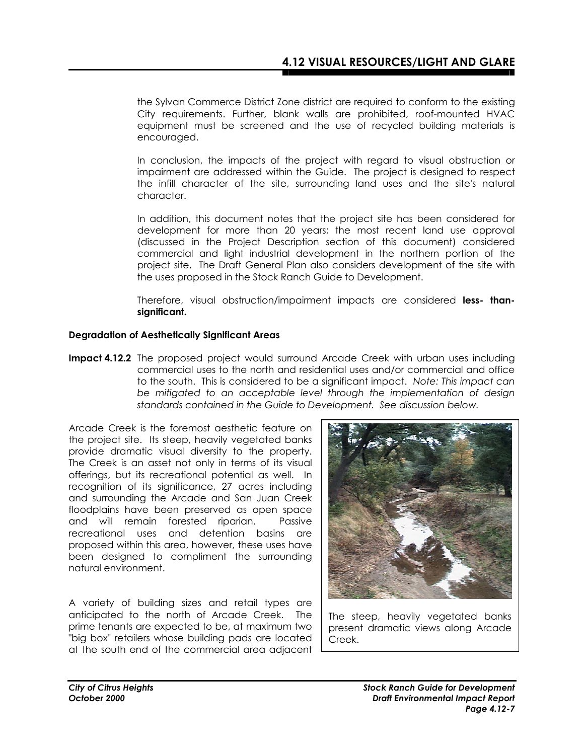the Sylvan Commerce District Zone district are required to conform to the existing City requirements. Further, blank walls are prohibited, roof-mounted HVAC equipment must be screened and the use of recycled building materials is encouraged.

In conclusion, the impacts of the project with regard to visual obstruction or impairment are addressed within the Guide. The project is designed to respect the infill character of the site, surrounding land uses and the site's natural character.

In addition, this document notes that the project site has been considered for development for more than 20 years; the most recent land use approval (discussed in the Project Description section of this document) considered commercial and light industrial development in the northern portion of the project site. The Draft General Plan also considers development of the site with the uses proposed in the Stock Ranch Guide to Development.

Therefore, visual obstruction/impairment impacts are considered **less- than-significant.**

**Degradation of Aesthetically Significant Areas**

**Impact 4.12.2** The proposed project would surround Arcade Creek with urban uses including commercial uses to the north and residential uses and/or commercial and office to the south. This is considered to be a significant impact. *Note: This impact can be mitigated to an acceptable level through the implementation of design standards contained in the Guide to Development. See discussion below.*

Arcade Creek is the foremost aesthetic feature on the project site. Its steep, heavily vegetated banks provide dramatic visual diversity to the property. The Creek is an asset not only in terms of its visual offerings, but its recreational potential as well. In recognition of its significance, 27 acres including and surrounding the Arcade and San Juan Creek floodplains have been preserved as open space and will remain forested riparian. Passive recreational uses and detention basins are proposed within this area, however, these uses have been designed to compliment the surrounding natural environment.

The steep, heavily vegetated banks present dramatic views along Arcade Creek.

A variety of building sizes and retail types are anticipated to the north of Arcade Creek. The prime tenants are expected to be, at maximum two "big box" retailers whose building pads are located at the south end of the commercial area adjacent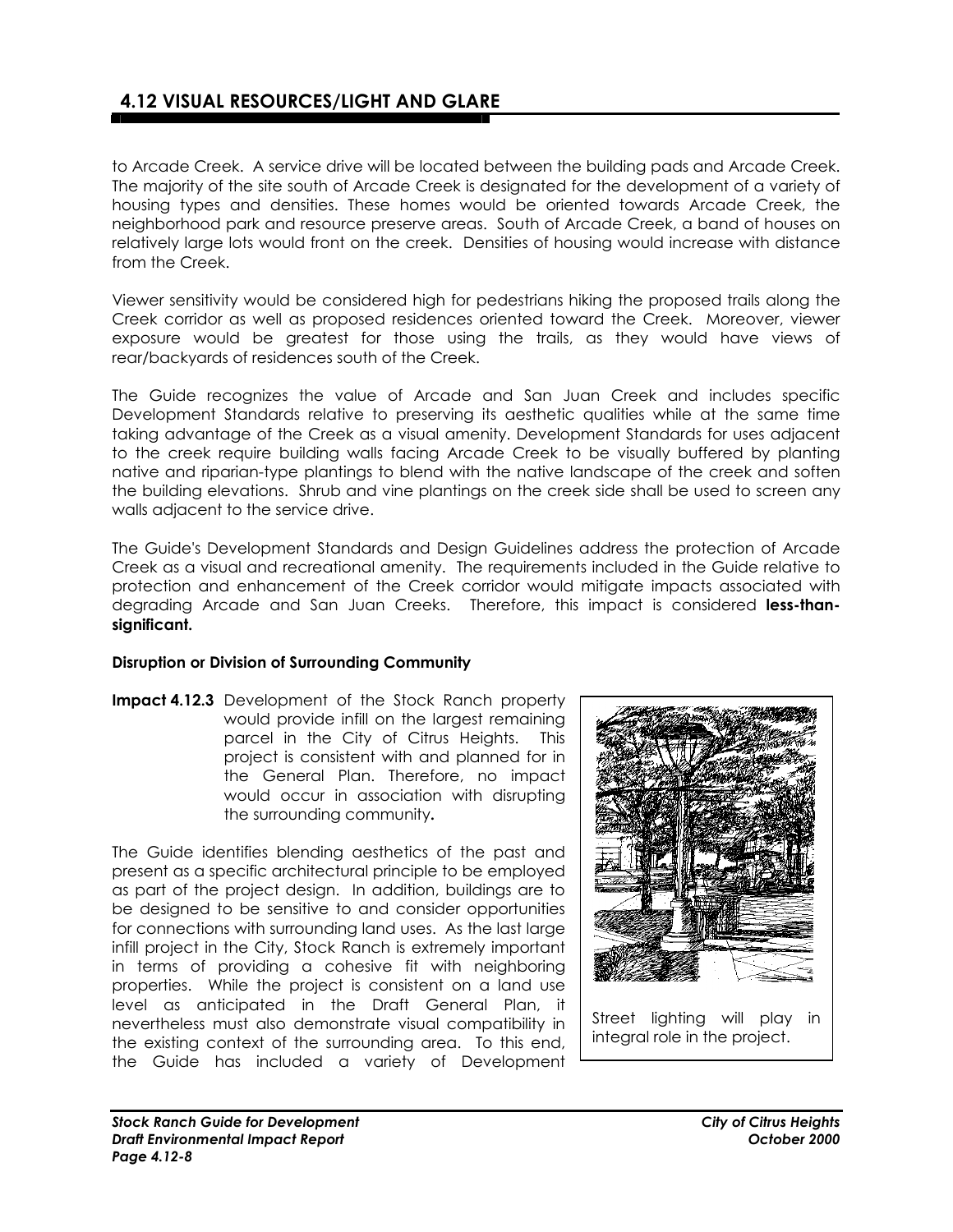to Arcade Creek. A service drive will be located between the building pads and Arcade Creek. The majority of the site south of Arcade Creek is designated for the development of a variety of housing types and densities. These homes would be oriented towards Arcade Creek, the neighborhood park and resource preserve areas. South of Arcade Creek, a band of houses on relatively large lots would front on the creek. Densities of housing would increase with distance from the Creek.

Viewer sensitivity would be considered high for pedestrians hiking the proposed trails along the Creek corridor as well as proposed residences oriented toward the Creek. Moreover, viewer exposure would be greatest for those using the trails, as they would have views of rear/backyards of residences south of the Creek.

The Guide recognizes the value of Arcade and San Juan Creek and includes specific Development Standards relative to preserving its aesthetic qualities while at the same time taking advantage of the Creek as a visual amenity. Development Standards for uses adjacent to the creek require building walls facing Arcade Creek to be visually buffered by planting native and riparian-type plantings to blend with the native landscape of the creek and soften the building elevations. Shrub and vine plantings on the creek side shall be used to screen any walls adjacent to the service drive.

The Guide's Development Standards and Design Guidelines address the protection of Arcade Creek as a visual and recreational amenity. The requirements included in the Guide relative to protection and enhancement of the Creek corridor would mitigate impacts associated with degrading Arcade and San Juan Creeks. Therefore, this impact is considered **less-than-significant.**

**Disruption or Division of Surrounding Community**

**Impact 4.12.3** Development of the Stock Ranch property would provide infill on the largest remaining parcel in the City of Citrus Heights. This project is consistent with and planned for in the General Plan. Therefore, no impact would occur in association with disrupting the surrounding community**.**

Street lighting will play in integral role in the project.

The Guide identifies blending aesthetics of the past and present as a specific architectural principle to be employed as part of the project design. In addition, buildings are to be designed to be sensitive to and consider opportunities for connections with surrounding land uses. As the last large infill project in the City, Stock Ranch is extremely important in terms of providing a cohesive fit with neighboring properties. While the project is consistent on a land use level as anticipated in the Draft General Plan, it nevertheless must also demonstrate visual compatibility in the existing context of the surrounding area. To this end, the Guide has included a variety of Development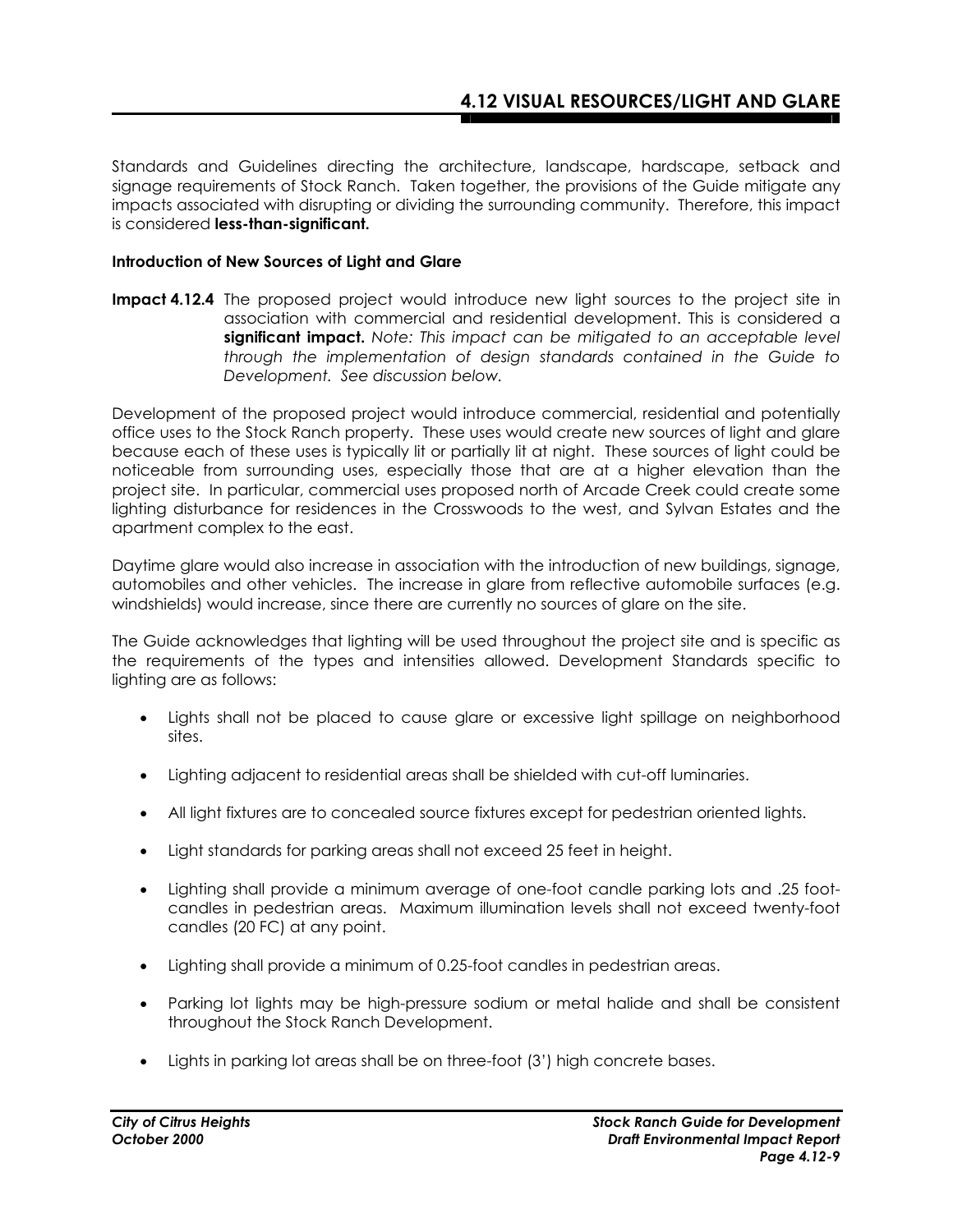Standards and Guidelines directing the architecture, landscape, hardscape, setback and signage requirements of Stock Ranch. Taken together, the provisions of the Guide mitigate any impacts associated with disrupting or dividing the surrounding community. Therefore, this impact is considered **less-than-significant.**

**Introduction of New Sources of Light and Glare**

**Impact 4.12.4** The proposed project would introduce new light sources to the project site in association with commercial and residential development. This is considered a **significant impact.** *Note: This impact can be mitigated to an acceptable level through the implementation of design standards contained in the Guide to Development. See discussion below.*

Development of the proposed project would introduce commercial, residential and potentially office uses to the Stock Ranch property. These uses would create new sources of light and glare because each of these uses is typically lit or partially lit at night. These sources of light could be noticeable from surrounding uses, especially those that are at a higher elevation than the project site. In particular, commercial uses proposed north of Arcade Creek could create some lighting disturbance for residences in the Crosswoods to the west, and Sylvan Estates and the apartment complex to the east.

Daytime glare would also increase in association with the introduction of new buildings, signage, automobiles and other vehicles. The increase in glare from reflective automobile surfaces (e.g. windshields) would increase, since there are currently no sources of glare on the site.

The Guide acknowledges that lighting will be used throughout the project site and is specific as the requirements of the types and intensities allowed. Development Standards specific to lighting are as follows:

- Lights shall not be placed to cause glare or excessive light spillage on neighborhood sites.
- Lighting adjacent to residential areas shall be shielded with cut-off luminaries.
- All light fixtures are to concealed source fixtures except for pedestrian oriented lights.
- Light standards for parking areas shall not exceed 25 feet in height.
- Lighting shall provide a minimum average of one-foot candle parking lots and .25 foot-candles in pedestrian areas. Maximum illumination levels shall not exceed twenty-foot candles (20 FC) at any point.
- Lighting shall provide a minimum of 0.25-foot candles in pedestrian areas.
- Parking lot lights may be high-pressure sodium or metal halide and shall be consistent throughout the Stock Ranch Development.
- Lights in parking lot areas shall be on three-foot (3') high concrete bases.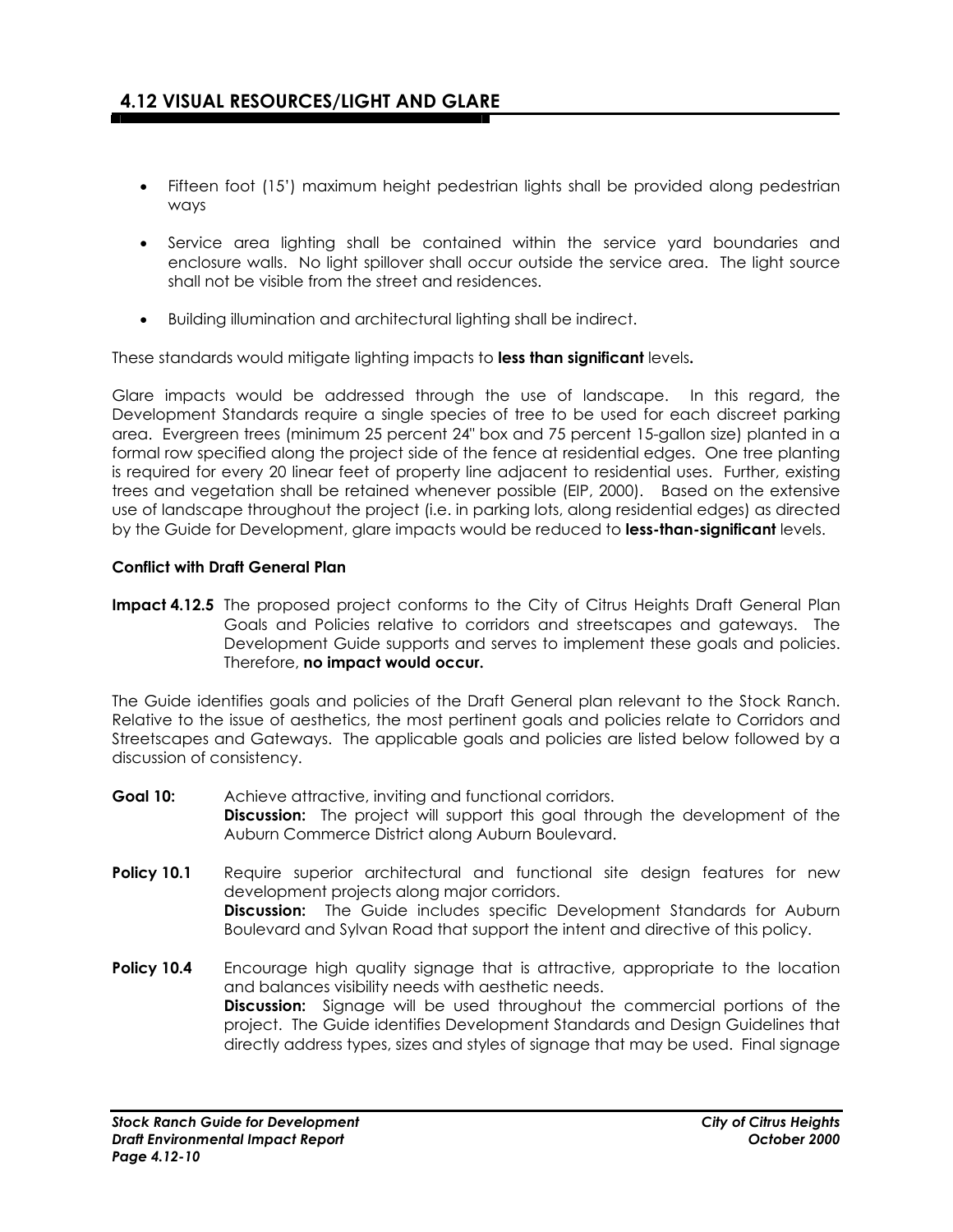- Fifteen foot (15') maximum height pedestrian lights shall be provided along pedestrian ways
- Service area lighting shall be contained within the service yard boundaries and enclosure walls. No light spillover shall occur outside the service area. The light source shall not be visible from the street and residences.
- Building illumination and architectural lighting shall be indirect.

These standards would mitigate lighting impacts to **less than significant** levels**.**

Glare impacts would be addressed through the use of landscape. In this regard, the Development Standards require a single species of tree to be used for each discreet parking area. Evergreen trees (minimum 25 percent 24" box and 75 percent 15-gallon size) planted in a formal row specified along the project side of the fence at residential edges. One tree planting is required for every 20 linear feet of property line adjacent to residential uses. Further, existing trees and vegetation shall be retained whenever possible (EIP, 2000). Based on the extensive use of landscape throughout the project (i.e. in parking lots, along residential edges) as directed by the Guide for Development, glare impacts would be reduced to **less-than-significant** levels.

**Conflict with Draft General Plan**

**Impact 4.12.5** The proposed project conforms to the City of Citrus Heights Draft General Plan Goals and Policies relative to corridors and streetscapes and gateways. The Development Guide supports and serves to implement these goals and policies. Therefore, **no impact would occur.**

The Guide identifies goals and policies of the Draft General plan relevant to the Stock Ranch. Relative to the issue of aesthetics, the most pertinent goals and policies relate to Corridors and Streetscapes and Gateways. The applicable goals and policies are listed below followed by a discussion of consistency.

**Goal 10:** Achieve attractive, inviting and functional corridors.
**Discussion:** The project will support this goal through the development of the Auburn Commerce District along Auburn Boulevard.

**Policy 10.1** Require superior architectural and functional site design features for new development projects along major corridors.
**Discussion:** The Guide includes specific Development Standards for Auburn Boulevard and Sylvan Road that support the intent and directive of this policy.

**Policy 10.4** Encourage high quality signage that is attractive, appropriate to the location and balances visibility needs with aesthetic needs.
**Discussion:** Signage will be used throughout the commercial portions of the project. The Guide identifies Development Standards and Design Guidelines that directly address types, sizes and styles of signage that may be used. Final signage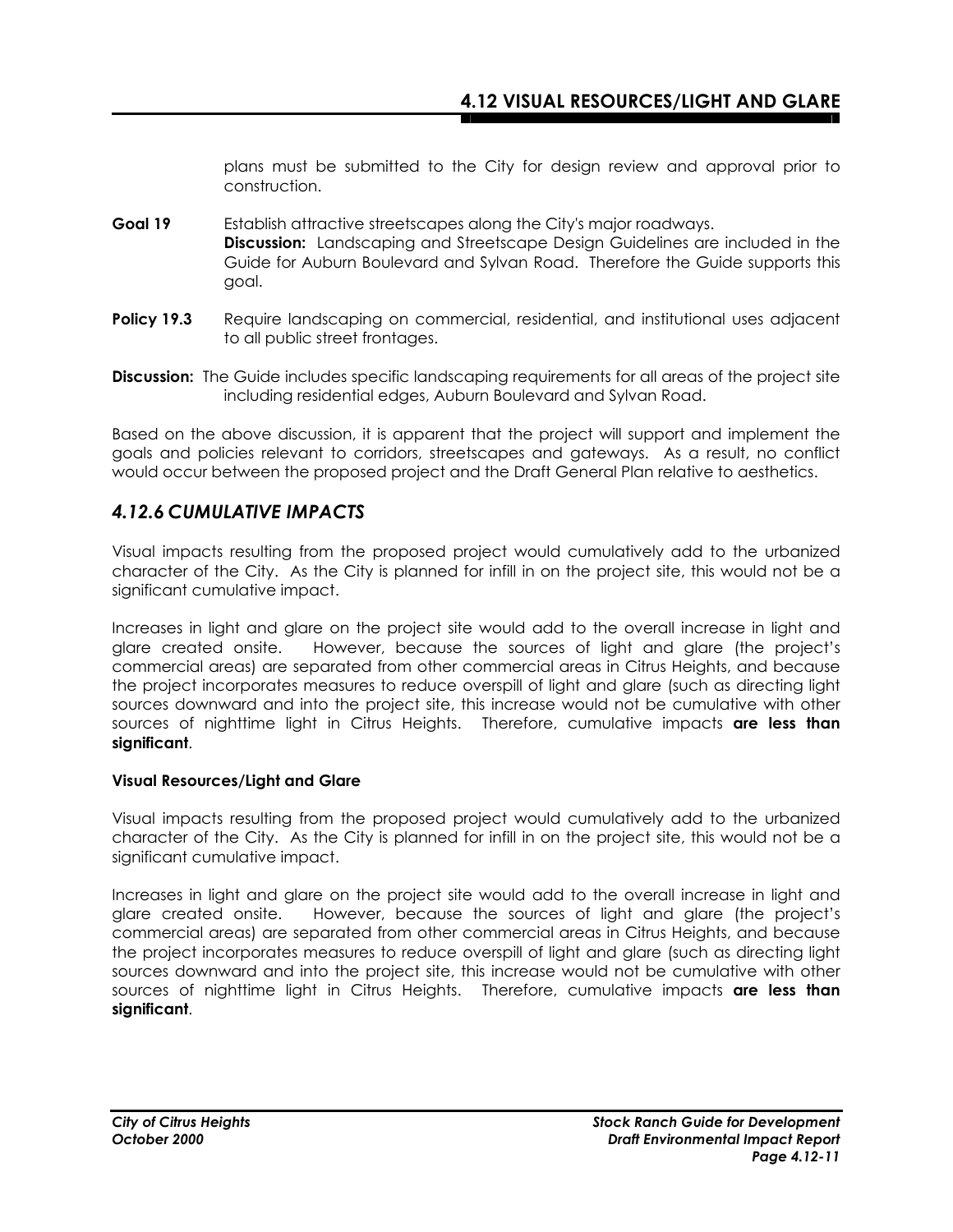plans must be submitted to the City for design review and approval prior to construction.

**Goal 19** Establish attractive streetscapes along the City's major roadways.
**Discussion:** Landscaping and Streetscape Design Guidelines are included in the Guide for Auburn Boulevard and Sylvan Road. Therefore the Guide supports this goal.

**Policy 19.3** Require landscaping on commercial, residential, and institutional uses adjacent to all public street frontages.

**Discussion:** The Guide includes specific landscaping requirements for all areas of the project site including residential edges, Auburn Boulevard and Sylvan Road.

Based on the above discussion, it is apparent that the project will support and implement the goals and policies relevant to corridors, streetscapes and gateways. As a result, no conflict would occur between the proposed project and the Draft General Plan relative to aesthetics.

## *4.12.6 CUMULATIVE IMPACTS*

Visual impacts resulting from the proposed project would cumulatively add to the urbanized character of the City. As the City is planned for infill in on the project site, this would not be a significant cumulative impact.

Increases in light and glare on the project site would add to the overall increase in light and glare created onsite. However, because the sources of light and glare (the project's commercial areas) are separated from other commercial areas in Citrus Heights, and because the project incorporates measures to reduce overspill of light and glare (such as directing light sources downward and into the project site, this increase would not be cumulative with other sources of nighttime light in Citrus Heights. Therefore, cumulative impacts **are less than significant**.

**Visual Resources/Light and Glare**

Visual impacts resulting from the proposed project would cumulatively add to the urbanized character of the City. As the City is planned for infill in on the project site, this would not be a significant cumulative impact.

Increases in light and glare on the project site would add to the overall increase in light and glare created onsite. However, because the sources of light and glare (the project's commercial areas) are separated from other commercial areas in Citrus Heights, and because the project incorporates measures to reduce overspill of light and glare (such as directing light sources downward and into the project site, this increase would not be cumulative with other sources of nighttime light in Citrus Heights. Therefore, cumulative impacts **are less than significant**.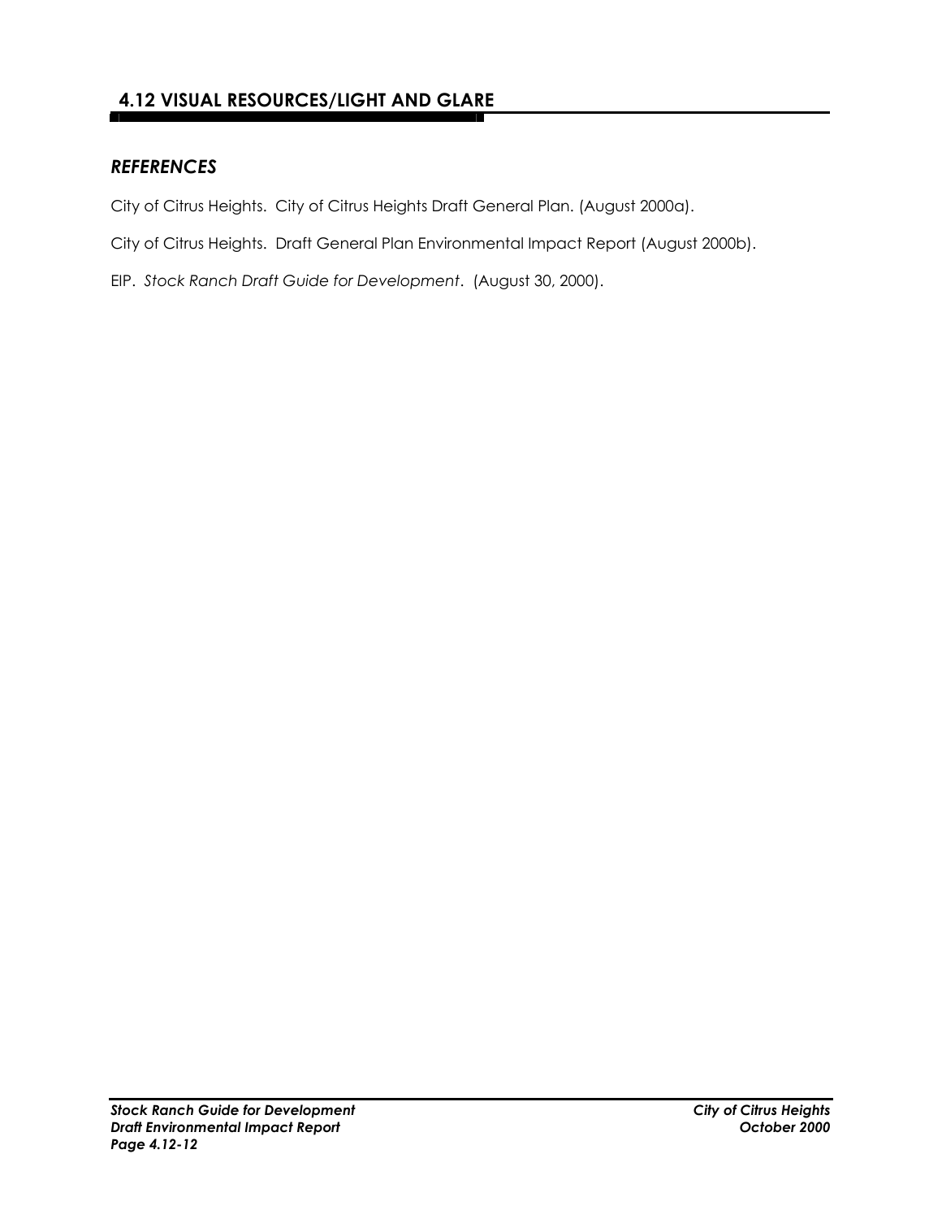## 4.12 VISUAL RESOURCES/LIGHT AND GLARE

### *REFERENCES*

City of Citrus Heights. City of Citrus Heights Draft General Plan. (August 2000a).

City of Citrus Heights. Draft General Plan Environmental Impact Report (August 2000b).

EIP. *Stock Ranch Draft Guide for Development*. (August 30, 2000).